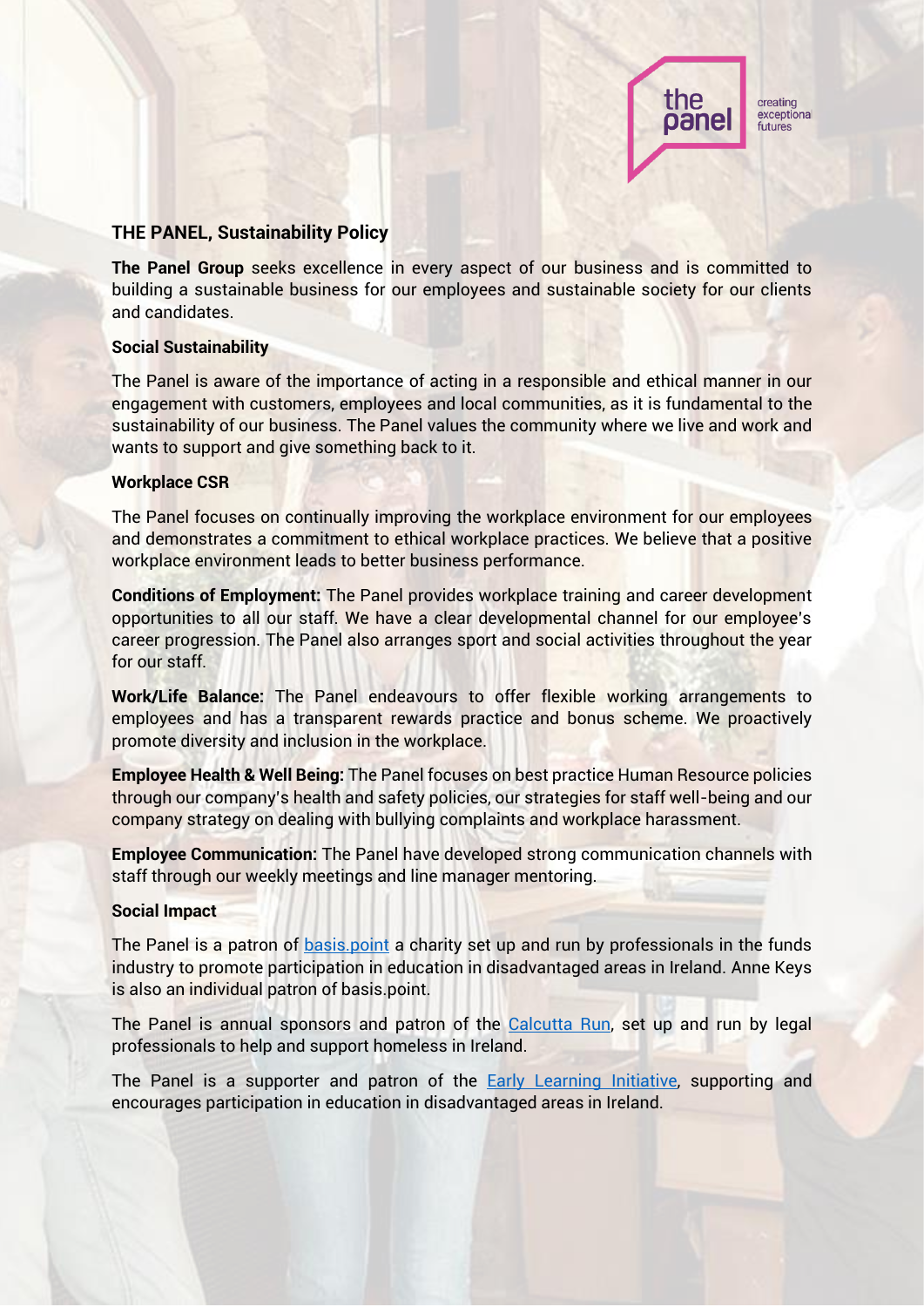## THE PANEL, Sustainability Policy

**The Panel Group** seeks excellence in every aspect of our business and is committed to building a sustainable business for our employees and sustainable society for our clients and candidates.

### Social Sustainability

The Panel is aware of the importance of acting in a responsible and ethical manner in our engagement with customers, employees and local communities, as it is fundamental to the sustainability of our business. The Panel values the community where we live and work and wants to support and give something back to it.

### Workplace CSR

The Panel focuses on continually improving the workplace environment for our employees and demonstrates a commitment to ethical workplace practices. We believe that a positive workplace environment leads to better business performance.

**Conditions of Employment:** The Panel provides workplace training and career development opportunities to all our staff. We have a clear developmental channel for our employee's career progression. The Panel also arranges sport and social activities throughout the year for our staff.

**Work/Life Balance:** The Panel endeavours to offer flexible working arrangements to employees and has a transparent rewards practice and bonus scheme. We proactively promote diversity and inclusion in the workplace.

**Employee Health & Well Being:** The Panel focuses on best practice Human Resource policies through our company's health and safety policies, our strategies for staff well-being and our company strategy on dealing with bullying complaints and workplace harassment.

**Employee Communication:** The Panel have developed strong communication channels with staff through our weekly meetings and line manager mentoring.

### Social Impact

The Panel is a patron of basis.point a charity set up and run by professionals in the funds industry to promote participation in education in disadvantaged areas in Ireland. Anne Keys is also an individual patron of basis.point.

The Panel is annual sponsors and patron of the Calcutta Run, set up and run by legal professionals to help and support homeless in Ireland.

The Panel is a supporter and patron of the Early Learning Initiative, supporting and encourages participation in education in disadvantaged areas in Ireland.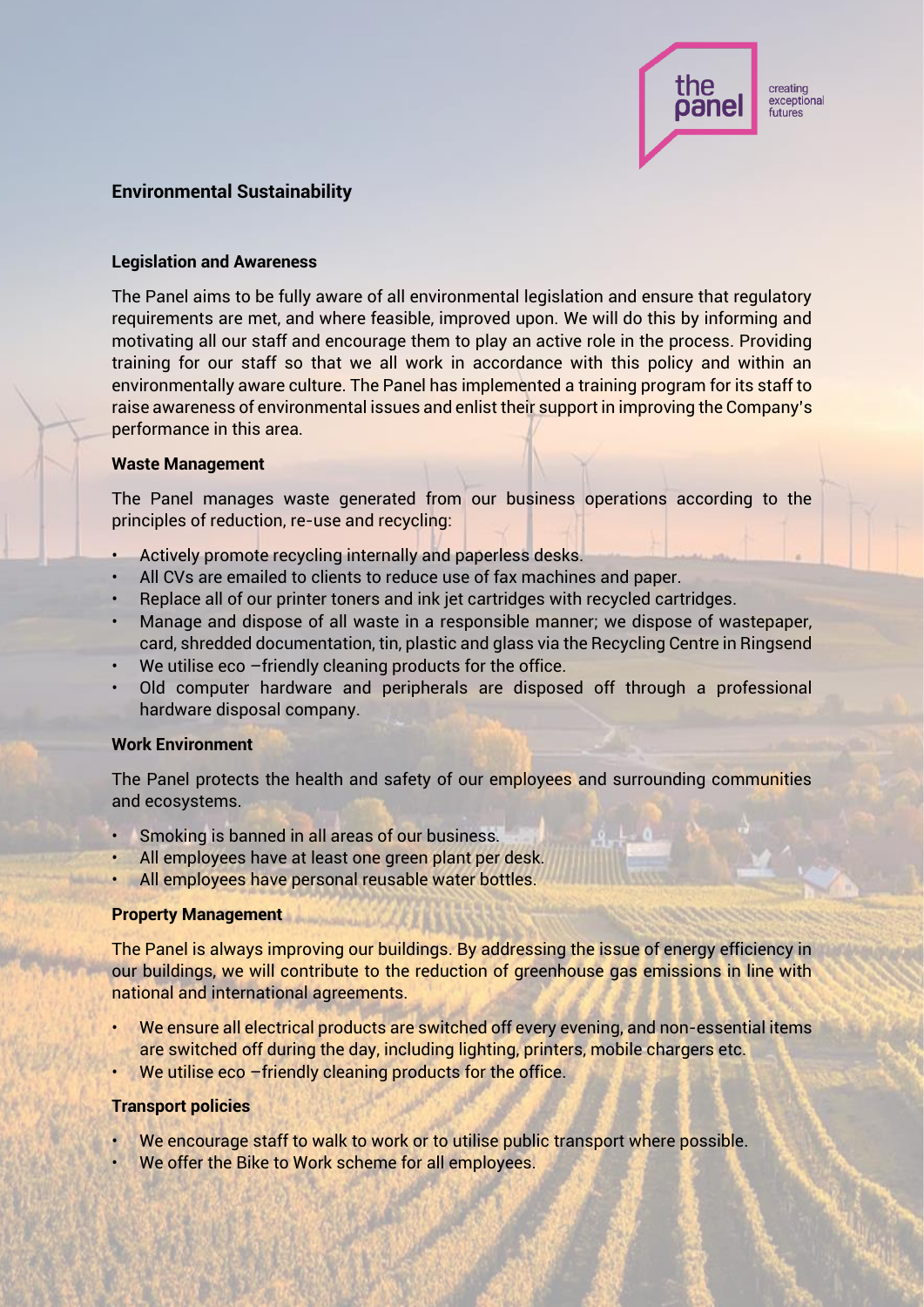# Environmental Sustainability

## Legislation and Awareness

The Panel aims to be fully aware of all environmental legislation and ensure that regulatory requirements are met, and where feasible, improved upon. We will do this by informing and motivating all our staff and encourage them to play an active role in the process. Providing training for our staff so that we all work in accordance with this policy and within an environmentally aware culture. The Panel has implemented a training program for its staff to raise awareness of environmental issues and enlist their support in improving the Company's performance in this area.

## Waste Management

The Panel manages waste generated from our business operations according to the principles of reduction, re-use and recycling:

- Actively promote recycling internally and paperless desks.
- All CVs are emailed to clients to reduce use of fax machines and paper.
- Replace all of our printer toners and ink jet cartridges with recycled cartridges.
- Manage and dispose of all waste in a responsible manner; we dispose of wastepaper, card, shredded documentation, tin, plastic and glass via the Recycling Centre in Ringsend
- We utilise eco –friendly cleaning products for the office.
- Old computer hardware and peripherals are disposed off through a professional hardware disposal company.

## Work Environment

The Panel protects the health and safety of our employees and surrounding communities and ecosystems.

- Smoking is banned in all areas of our business.
- All employees have at least one green plant per desk.
- All employees have personal reusable water bottles.

## Property Management

The Panel is always improving our buildings. By addressing the issue of energy efficiency in our buildings, we will contribute to the reduction of greenhouse gas emissions in line with national and international agreements.

- We ensure all electrical products are switched off every evening, and non-essential items are switched off during the day, including lighting, printers, mobile chargers etc.
- We utilise eco –friendly cleaning products for the office.

## Transport policies

- We encourage staff to walk to work or to utilise public transport where possible.
- We offer the Bike to Work scheme for all employees.